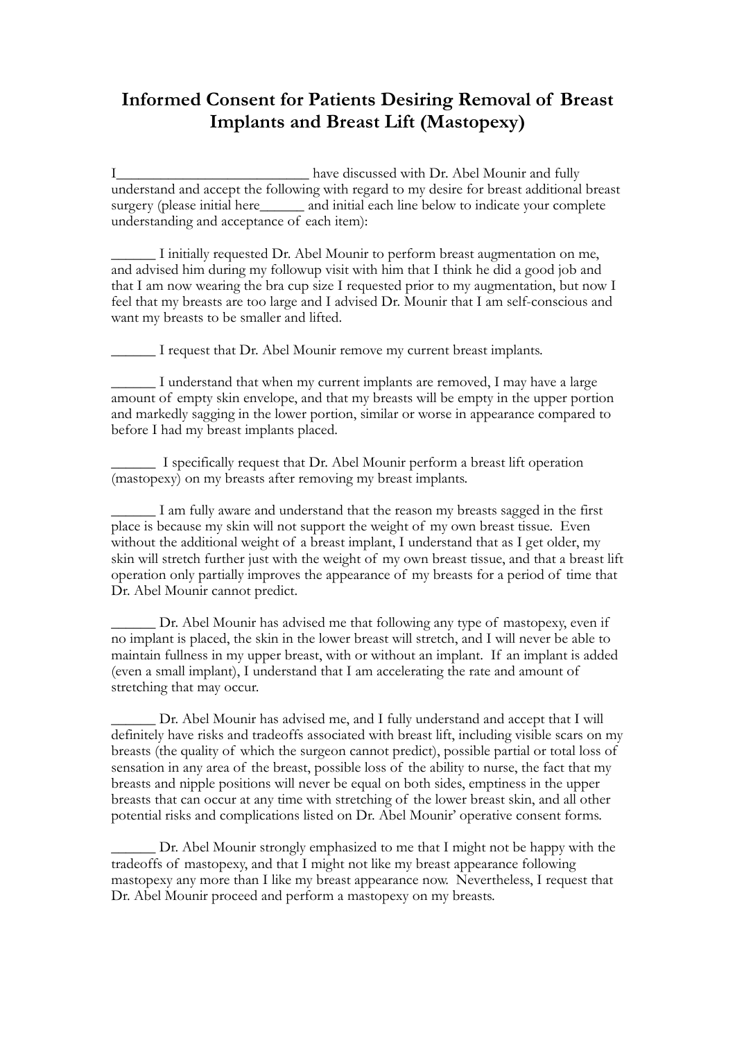# Informed Consent for Patients Desiring Removal of Breast Implants and Breast Lift (Mastopexy)

I__________________________ have discussed with Dr. Abel Mounir and fully understand and accept the following with regard to my desire for breast additional breast surgery (please initial here______ and initial each line below to indicate your complete understanding and acceptance of each item):

______ I initially requested Dr. Abel Mounir to perform breast augmentation on me, and advised him during my followup visit with him that I think he did a good job and that I am now wearing the bra cup size I requested prior to my augmentation, but now I feel that my breasts are too large and I advised Dr. Mounir that I am self-conscious and want my breasts to be smaller and lifted.

______ I request that Dr. Abel Mounir remove my current breast implants.

______ I understand that when my current implants are removed, I may have a large amount of empty skin envelope, and that my breasts will be empty in the upper portion and markedly sagging in the lower portion, similar or worse in appearance compared to before I had my breast implants placed.

______ I specifically request that Dr. Abel Mounir perform a breast lift operation (mastopexy) on my breasts after removing my breast implants.

______ I am fully aware and understand that the reason my breasts sagged in the first place is because my skin will not support the weight of my own breast tissue. Even without the additional weight of a breast implant, I understand that as I get older, my skin will stretch further just with the weight of my own breast tissue, and that a breast lift operation only partially improves the appearance of my breasts for a period of time that Dr. Abel Mounir cannot predict.

______ Dr. Abel Mounir has advised me that following any type of mastopexy, even if no implant is placed, the skin in the lower breast will stretch, and I will never be able to maintain fullness in my upper breast, with or without an implant. If an implant is added (even a small implant), I understand that I am accelerating the rate and amount of stretching that may occur.

______ Dr. Abel Mounir has advised me, and I fully understand and accept that I will definitely have risks and tradeoffs associated with breast lift, including visible scars on my breasts (the quality of which the surgeon cannot predict), possible partial or total loss of sensation in any area of the breast, possible loss of the ability to nurse, the fact that my breasts and nipple positions will never be equal on both sides, emptiness in the upper breasts that can occur at any time with stretching of the lower breast skin, and all other potential risks and complications listed on Dr. Abel Mounir' operative consent forms.

______ Dr. Abel Mounir strongly emphasized to me that I might not be happy with the tradeoffs of mastopexy, and that I might not like my breast appearance following mastopexy any more than I like my breast appearance now. Nevertheless, I request that Dr. Abel Mounir proceed and perform a mastopexy on my breasts.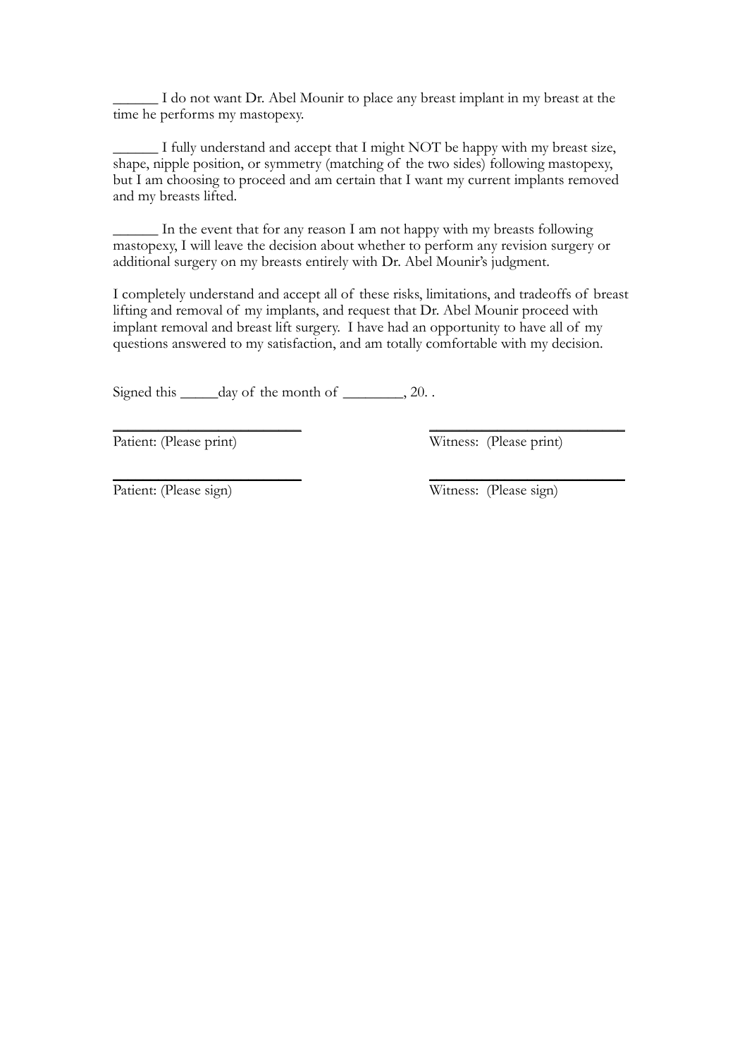______ I do not want Dr. Abel Mounir to place any breast implant in my breast at the time he performs my mastopexy.

______ I fully understand and accept that I might NOT be happy with my breast size, shape, nipple position, or symmetry (matching of the two sides) following mastopexy, but I am choosing to proceed and am certain that I want my current implants removed and my breasts lifted.

______ In the event that for any reason I am not happy with my breasts following mastopexy, I will leave the decision about whether to perform any revision surgery or additional surgery on my breasts entirely with Dr. Abel Mounir's judgment.

I completely understand and accept all of these risks, limitations, and tradeoffs of breast lifting and removal of my implants, and request that Dr. Abel Mounir proceed with implant removal and breast lift surgery. I have had an opportunity to have all of my questions answered to my satisfaction, and am totally comfortable with my decision.

Signed this _____day of the month of ________, 20. .

| | |
|---|---|
| ________________________ | ________________________ |
| Patient: (Please print) | Witness: (Please print) |
| ________________________ | ________________________ |
| Patient: (Please sign) | Witness: (Please sign) |